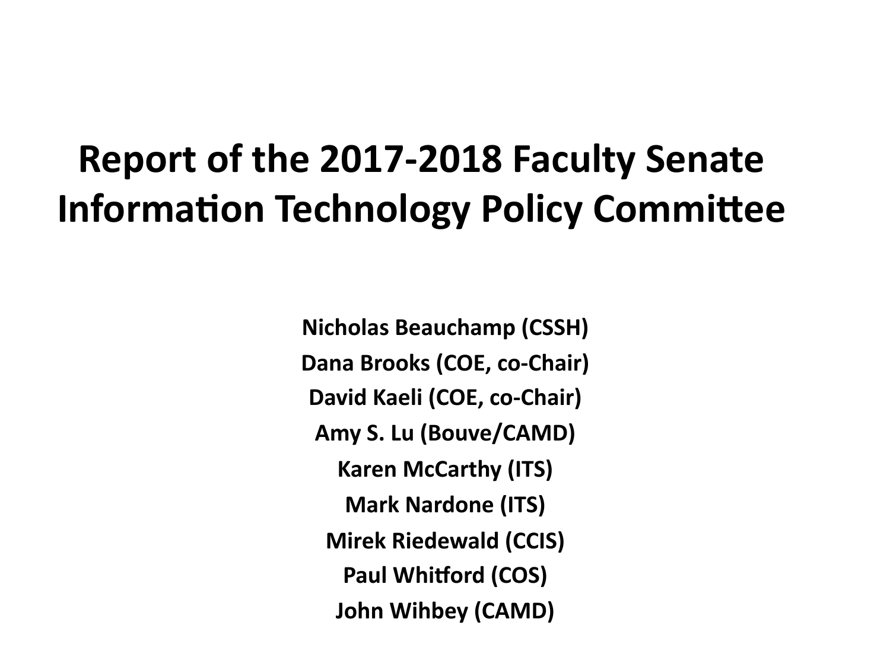# Report of the 2017-2018 Faculty Senate Information Technology Policy Committee

**Nicholas Beauchamp (CSSH)**

**Dana Brooks (COE, co-Chair)**

**David Kaeli (COE, co-Chair)**

**Amy S. Lu (Bouve/CAMD)**

**Karen McCarthy (ITS)**

**Mark Nardone (ITS)**

**Mirek Riedewald (CCIS)**

**Paul Whitford (COS)**

**John Wihbey (CAMD)**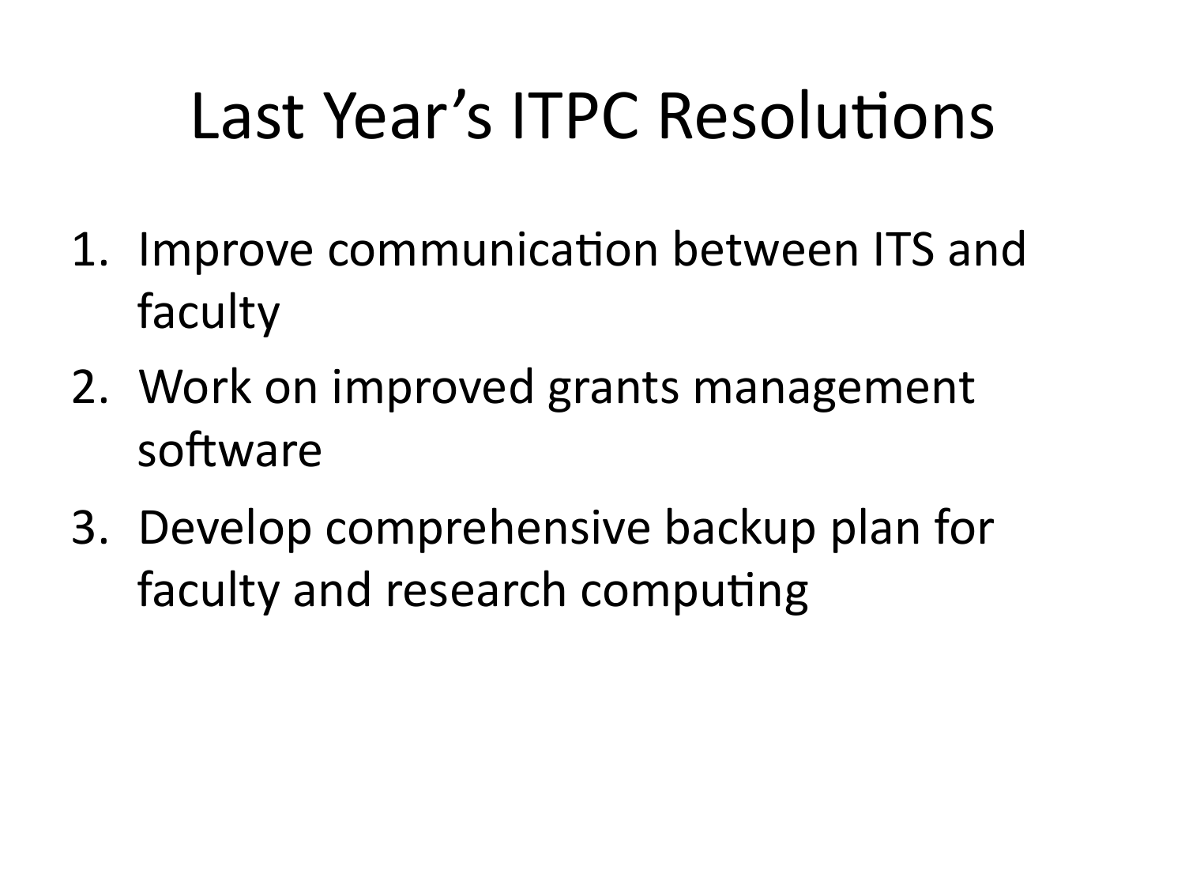# Last Year's ITPC Resolutions

1. Improve communication between ITS and faculty
2. Work on improved grants management software
3. Develop comprehensive backup plan for faculty and research computing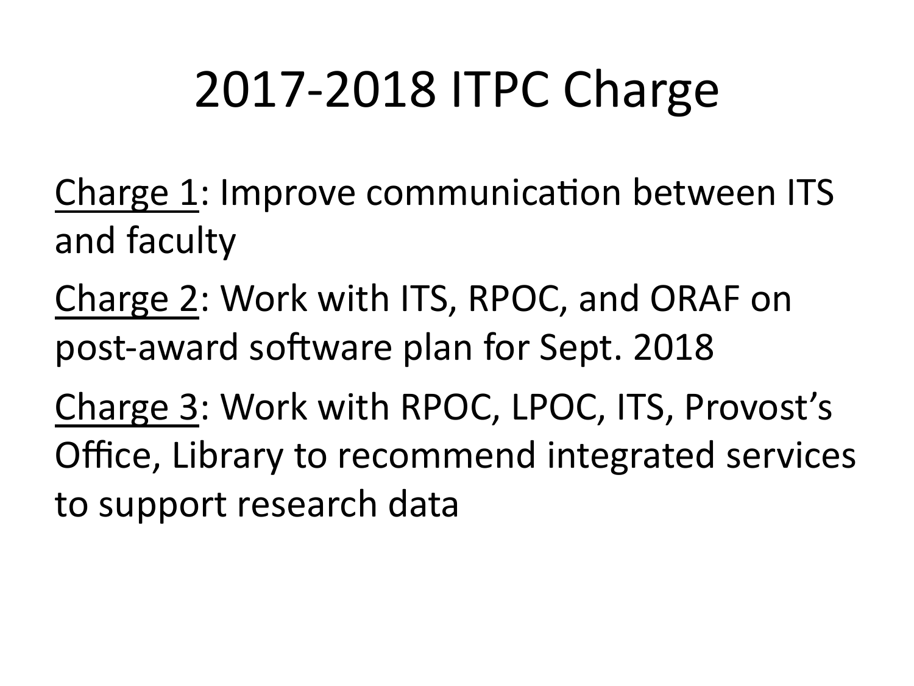# 2017-2018 ITPC Charge

<u>Charge 1</u>: Improve communication between ITS and faculty

<u>Charge 2</u>: Work with ITS, RPOC, and ORAF on post-award software plan for Sept. 2018

<u>Charge 3</u>: Work with RPOC, LPOC, ITS, Provost's Office, Library to recommend integrated services to support research data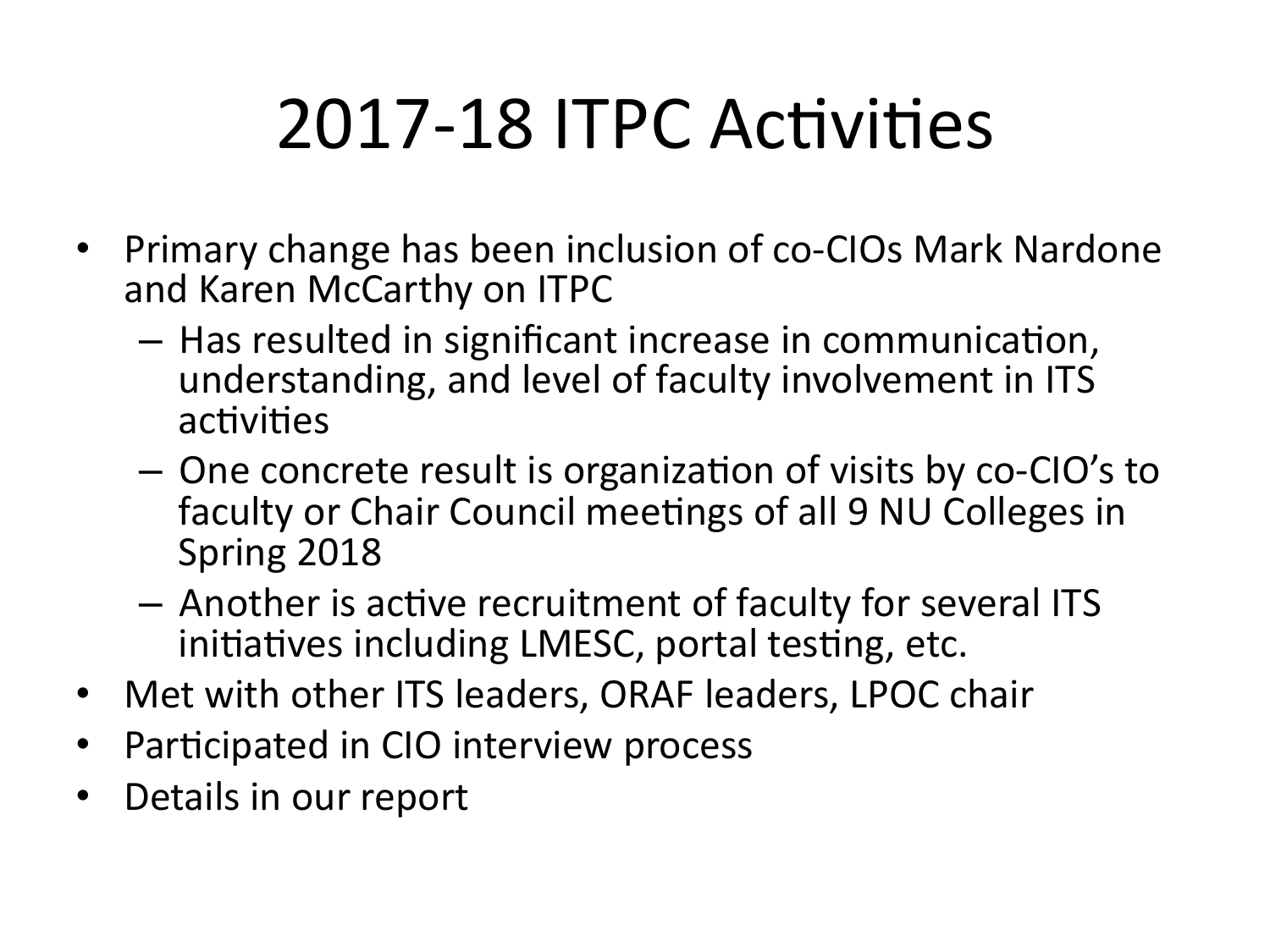# 2017-18 ITPC Activities

- Primary change has been inclusion of co-CIOs Mark Nardone and Karen McCarthy on ITPC
  - Has resulted in significant increase in communication, understanding, and level of faculty involvement in ITS activities
  - One concrete result is organization of visits by co-CIO's to faculty or Chair Council meetings of all 9 NU Colleges in Spring 2018
  - Another is active recruitment of faculty for several ITS initiatives including LMESC, portal testing, etc.
- Met with other ITS leaders, ORAF leaders, LPOC chair
- Participated in CIO interview process
- Details in our report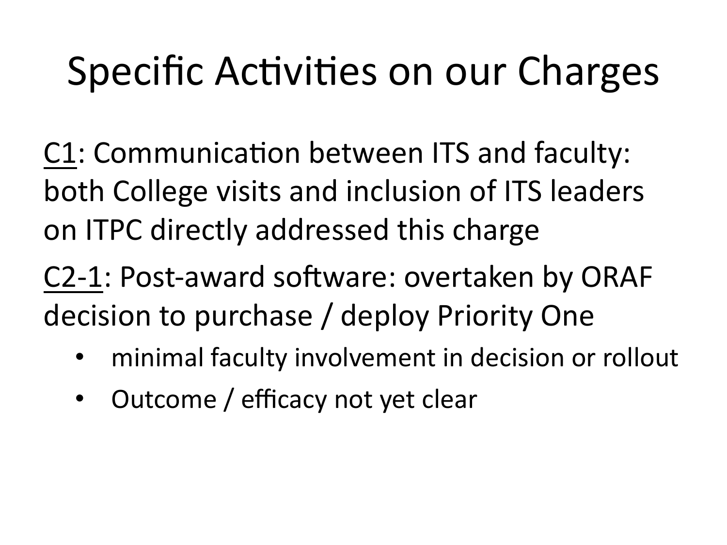# Specific Activities on our Charges

C1: Communication between ITS and faculty: both College visits and inclusion of ITS leaders on ITPC directly addressed this charge

C2-1: Post-award software: overtaken by ORAF decision to purchase / deploy Priority One

- minimal faculty involvement in decision or rollout
- Outcome / efficacy not yet clear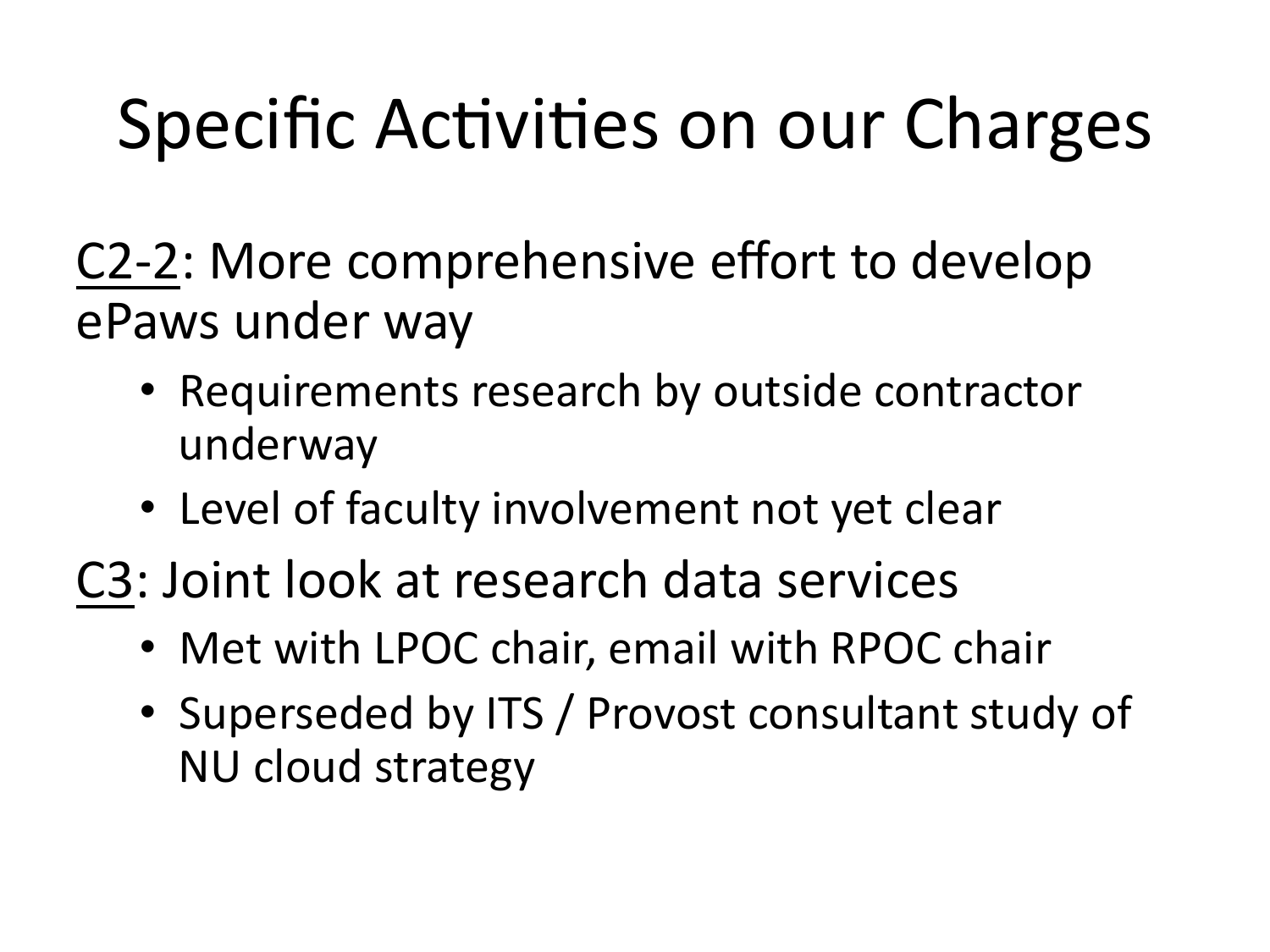# Specific Activities on our Charges

<u>C2-2</u>: More comprehensive effort to develop ePaws under way

- Requirements research by outside contractor underway
- Level of faculty involvement not yet clear

<u>C3</u>: Joint look at research data services

- Met with LPOC chair, email with RPOC chair
- Superseded by ITS / Provost consultant study of NU cloud strategy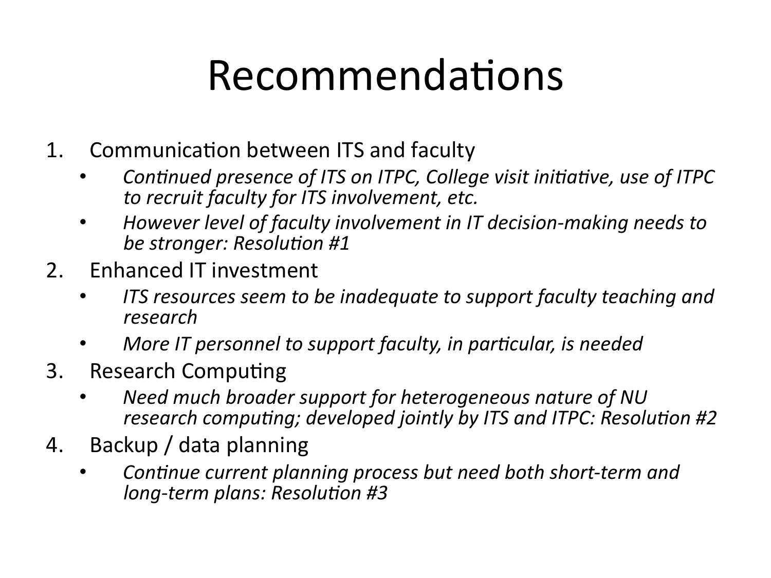# Recommendations

1. Communication between ITS and faculty
   - *Continued presence of ITS on ITPC, College visit initiative, use of ITPC to recruit faculty for ITS involvement, etc.*
   - *However level of faculty involvement in IT decision-making needs to be stronger: Resolution #1*
2. Enhanced IT investment
   - *ITS resources seem to be inadequate to support faculty teaching and research*
   - *More IT personnel to support faculty, in particular, is needed*
3. Research Computing
   - *Need much broader support for heterogeneous nature of NU research computing; developed jointly by ITS and ITPC: Resolution #2*
4. Backup / data planning
   - *Continue current planning process but need both short-term and long-term plans: Resolution #3*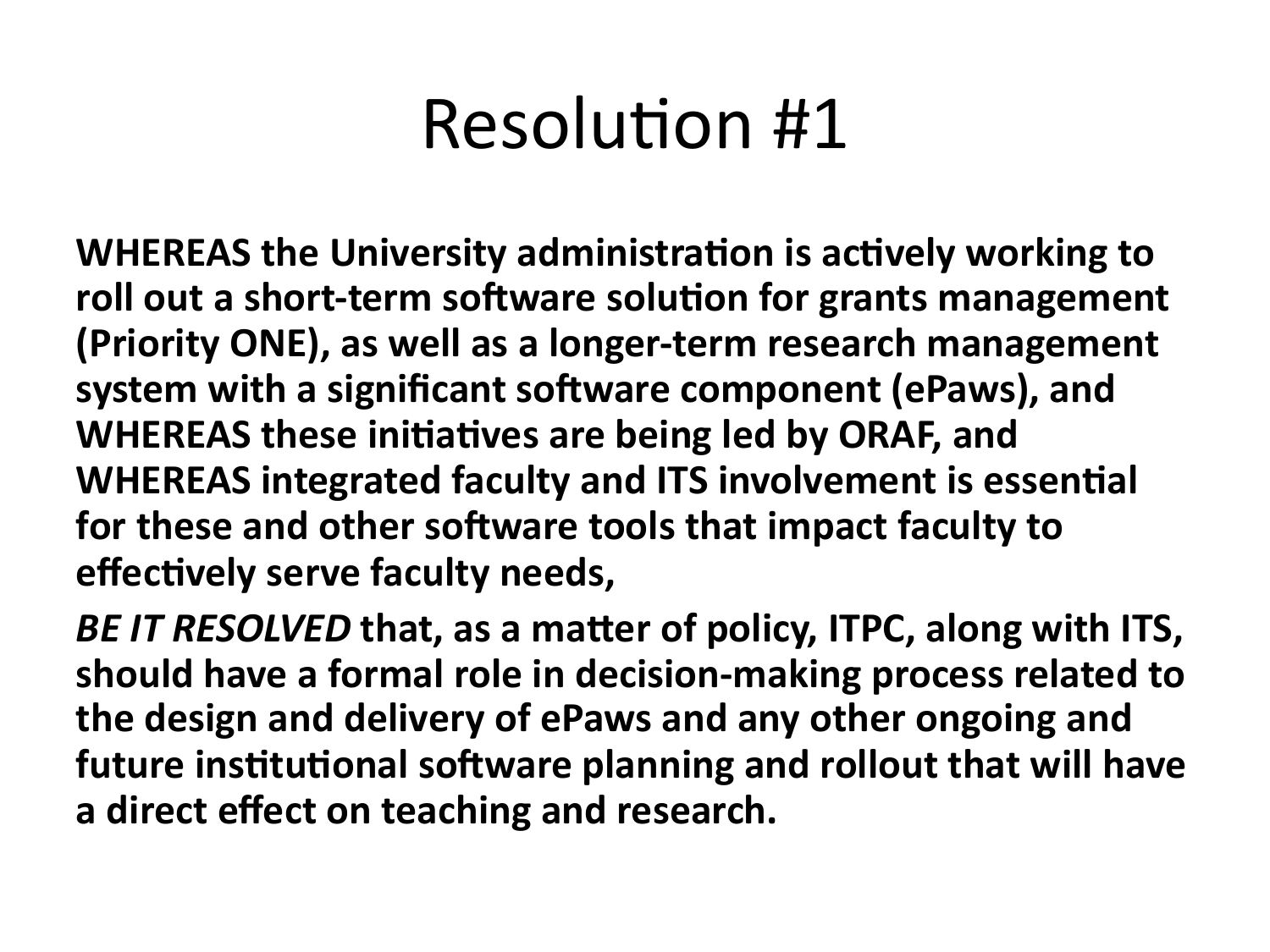# Resolution #1

**WHEREAS the University administration is actively working to roll out a short-term software solution for grants management (Priority ONE), as well as a longer-term research management system with a significant software component (ePaws), and WHEREAS these initiatives are being led by ORAF, and WHEREAS integrated faculty and ITS involvement is essential for these and other software tools that impact faculty to effectively serve faculty needs,**

***BE IT RESOLVED* that, as a matter of policy, ITPC, along with ITS, should have a formal role in decision-making process related to the design and delivery of ePaws and any other ongoing and future institutional software planning and rollout that will have a direct effect on teaching and research.**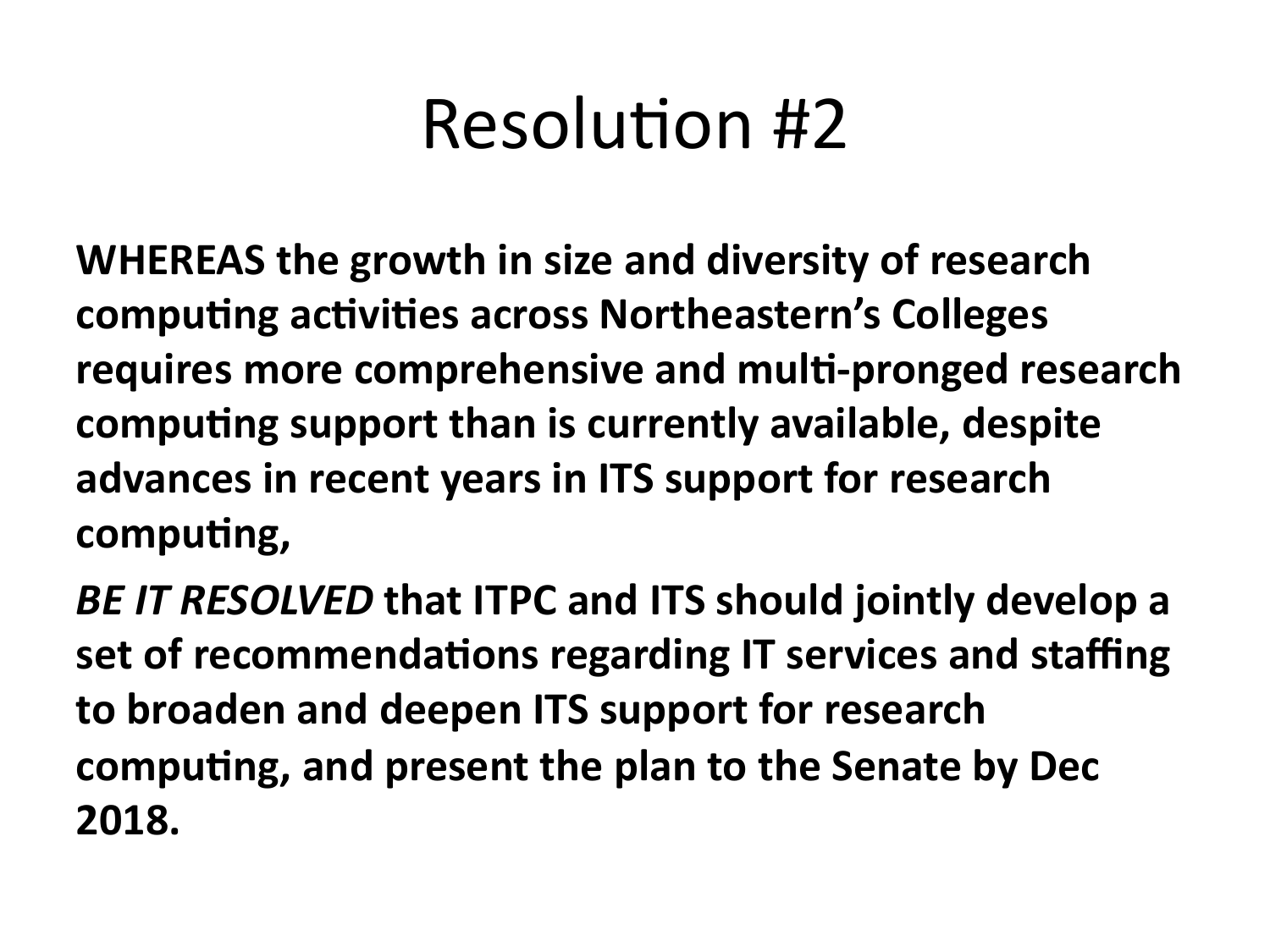# Resolution #2

**WHEREAS the growth in size and diversity of research computing activities across Northeastern's Colleges requires more comprehensive and multi-pronged research computing support than is currently available, despite advances in recent years in ITS support for research computing,**

***BE IT RESOLVED*** **that ITPC and ITS should jointly develop a set of recommendations regarding IT services and staffing to broaden and deepen ITS support for research computing, and present the plan to the Senate by Dec 2018.**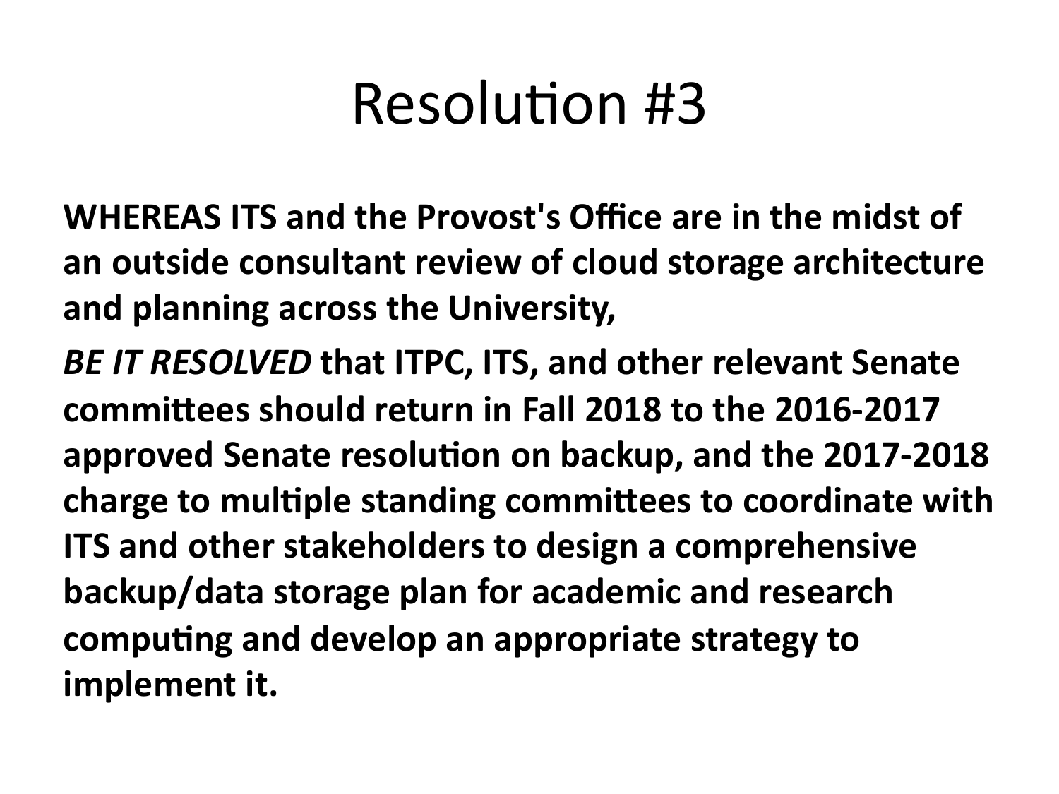# Resolution #3

**WHEREAS ITS and the Provost's Office are in the midst of an outside consultant review of cloud storage architecture and planning across the University,**

***BE IT RESOLVED*** **that ITPC, ITS, and other relevant Senate committees should return in Fall 2018 to the 2016-2017 approved Senate resolution on backup, and the 2017-2018 charge to multiple standing committees to coordinate with ITS and other stakeholders to design a comprehensive backup/data storage plan for academic and research computing and develop an appropriate strategy to implement it.**